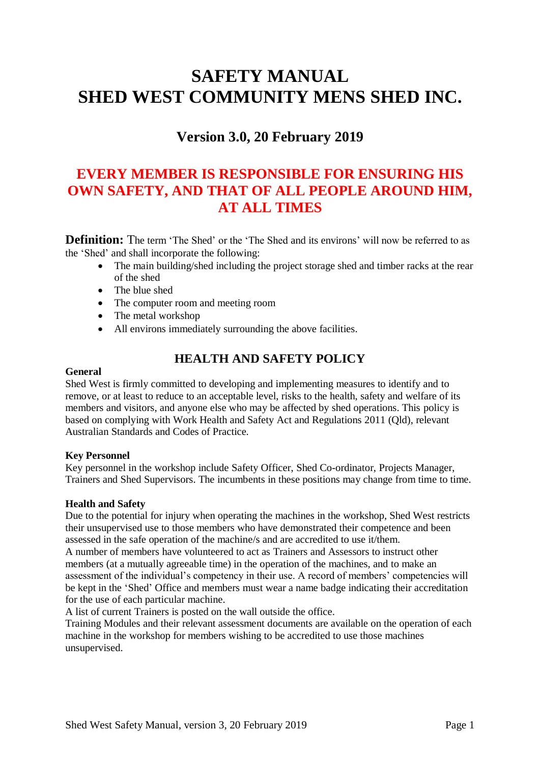# SAFETY MANUAL
# SHED WEST COMMUNITY MENS SHED INC.

## Version 3.0, 20 February 2019

## EVERY MEMBER IS RESPONSIBLE FOR ENSURING HIS OWN SAFETY, AND THAT OF ALL PEOPLE AROUND HIM, AT ALL TIMES

**Definition:** The term 'The Shed' or the 'The Shed and its environs' will now be referred to as the 'Shed' and shall incorporate the following:

- The main building/shed including the project storage shed and timber racks at the rear of the shed
- The blue shed
- The computer room and meeting room
- The metal workshop
- All environs immediately surrounding the above facilities.

## HEALTH AND SAFETY POLICY

**General**

Shed West is firmly committed to developing and implementing measures to identify and to remove, or at least to reduce to an acceptable level, risks to the health, safety and welfare of its members and visitors, and anyone else who may be affected by shed operations. This policy is based on complying with Work Health and Safety Act and Regulations 2011 (Qld), relevant Australian Standards and Codes of Practice.

**Key Personnel**

Key personnel in the workshop include Safety Officer, Shed Co-ordinator, Projects Manager, Trainers and Shed Supervisors. The incumbents in these positions may change from time to time.

**Health and Safety**

Due to the potential for injury when operating the machines in the workshop, Shed West restricts their unsupervised use to those members who have demonstrated their competence and been assessed in the safe operation of the machine/s and are accredited to use it/them.

A number of members have volunteered to act as Trainers and Assessors to instruct other members (at a mutually agreeable time) in the operation of the machines, and to make an assessment of the individual's competency in their use. A record of members' competencies will be kept in the 'Shed' Office and members must wear a name badge indicating their accreditation for the use of each particular machine.

A list of current Trainers is posted on the wall outside the office.

Training Modules and their relevant assessment documents are available on the operation of each machine in the workshop for members wishing to be accredited to use those machines unsupervised.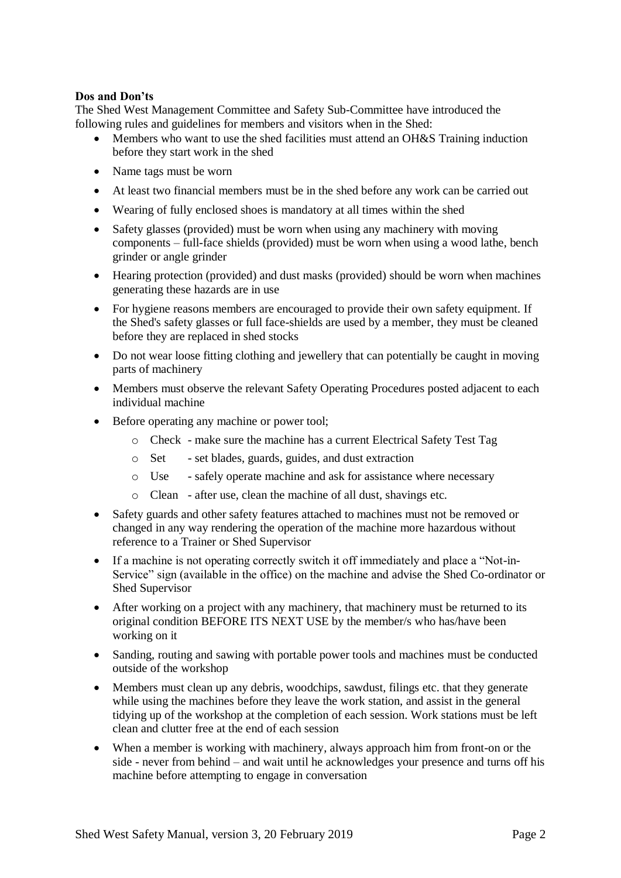**Dos and Don'ts**

The Shed West Management Committee and Safety Sub-Committee have introduced the following rules and guidelines for members and visitors when in the Shed:

- Members who want to use the shed facilities must attend an OH&S Training induction before they start work in the shed
- Name tags must be worn
- At least two financial members must be in the shed before any work can be carried out
- Wearing of fully enclosed shoes is mandatory at all times within the shed
- Safety glasses (provided) must be worn when using any machinery with moving components – full-face shields (provided) must be worn when using a wood lathe, bench grinder or angle grinder
- Hearing protection (provided) and dust masks (provided) should be worn when machines generating these hazards are in use
- For hygiene reasons members are encouraged to provide their own safety equipment. If the Shed's safety glasses or full face-shields are used by a member, they must be cleaned before they are replaced in shed stocks
- Do not wear loose fitting clothing and jewellery that can potentially be caught in moving parts of machinery
- Members must observe the relevant Safety Operating Procedures posted adjacent to each individual machine
- Before operating any machine or power tool;
    - Check - make sure the machine has a current Electrical Safety Test Tag
    - Set - set blades, guards, guides, and dust extraction
    - Use - safely operate machine and ask for assistance where necessary
    - Clean - after use, clean the machine of all dust, shavings etc.
- Safety guards and other safety features attached to machines must not be removed or changed in any way rendering the operation of the machine more hazardous without reference to a Trainer or Shed Supervisor
- If a machine is not operating correctly switch it off immediately and place a "Not-in-Service" sign (available in the office) on the machine and advise the Shed Co-ordinator or Shed Supervisor
- After working on a project with any machinery, that machinery must be returned to its original condition BEFORE ITS NEXT USE by the member/s who has/have been working on it
- Sanding, routing and sawing with portable power tools and machines must be conducted outside of the workshop
- Members must clean up any debris, woodchips, sawdust, filings etc. that they generate while using the machines before they leave the work station, and assist in the general tidying up of the workshop at the completion of each session. Work stations must be left clean and clutter free at the end of each session
- When a member is working with machinery, always approach him from front-on or the side - never from behind – and wait until he acknowledges your presence and turns off his machine before attempting to engage in conversation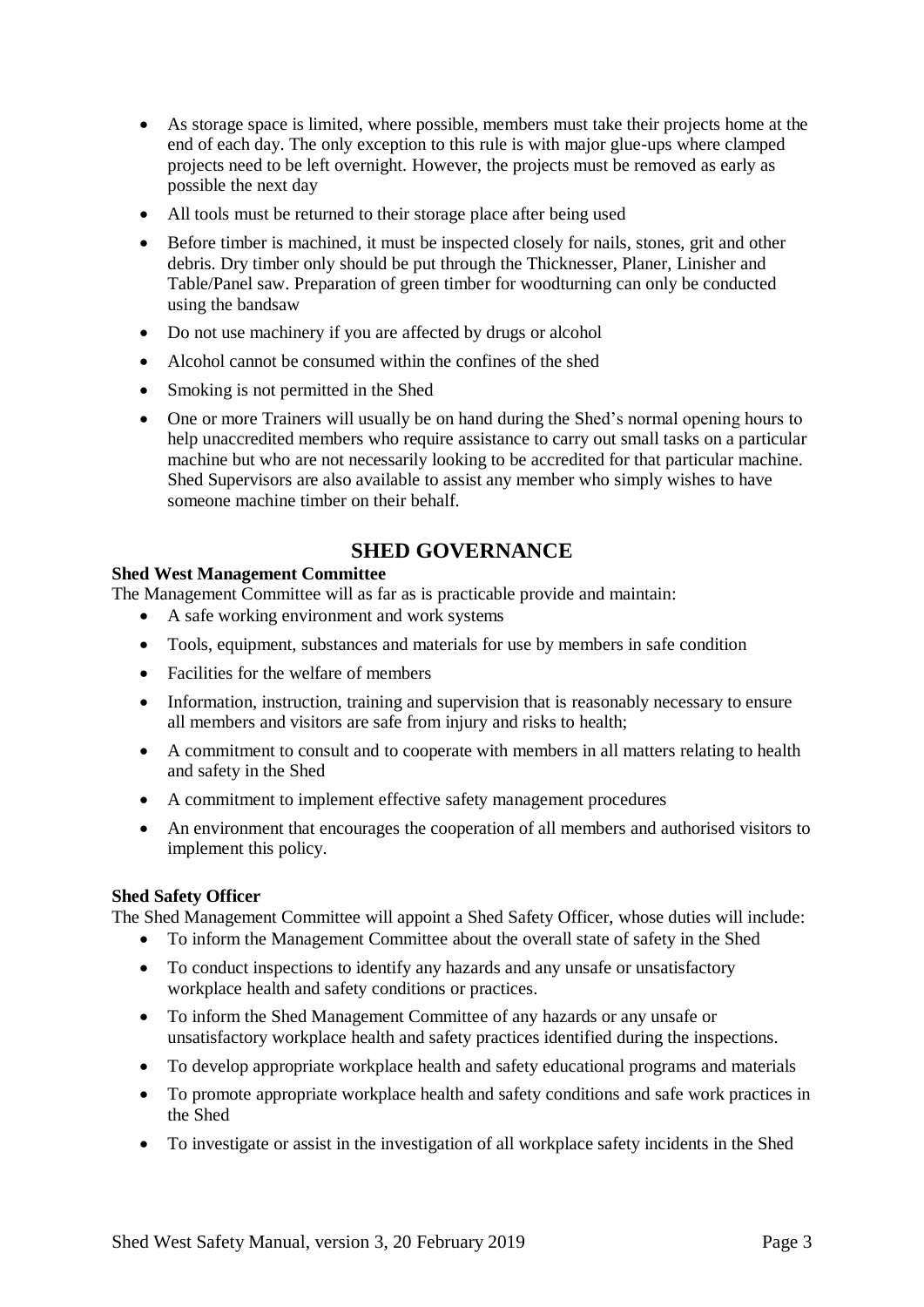- As storage space is limited, where possible, members must take their projects home at the end of each day. The only exception to this rule is with major glue-ups where clamped projects need to be left overnight. However, the projects must be removed as early as possible the next day
- All tools must be returned to their storage place after being used
- Before timber is machined, it must be inspected closely for nails, stones, grit and other debris. Dry timber only should be put through the Thicknesser, Planer, Linisher and Table/Panel saw. Preparation of green timber for woodturning can only be conducted using the bandsaw
- Do not use machinery if you are affected by drugs or alcohol
- Alcohol cannot be consumed within the confines of the shed
- Smoking is not permitted in the Shed
- One or more Trainers will usually be on hand during the Shed's normal opening hours to help unaccredited members who require assistance to carry out small tasks on a particular machine but who are not necessarily looking to be accredited for that particular machine. Shed Supervisors are also available to assist any member who simply wishes to have someone machine timber on their behalf.

## SHED GOVERNANCE

**Shed West Management Committee**

The Management Committee will as far as is practicable provide and maintain:

- A safe working environment and work systems
- Tools, equipment, substances and materials for use by members in safe condition
- Facilities for the welfare of members
- Information, instruction, training and supervision that is reasonably necessary to ensure all members and visitors are safe from injury and risks to health;
- A commitment to consult and to cooperate with members in all matters relating to health and safety in the Shed
- A commitment to implement effective safety management procedures
- An environment that encourages the cooperation of all members and authorised visitors to implement this policy.

**Shed Safety Officer**

The Shed Management Committee will appoint a Shed Safety Officer, whose duties will include:

- To inform the Management Committee about the overall state of safety in the Shed
- To conduct inspections to identify any hazards and any unsafe or unsatisfactory workplace health and safety conditions or practices.
- To inform the Shed Management Committee of any hazards or any unsafe or unsatisfactory workplace health and safety practices identified during the inspections.
- To develop appropriate workplace health and safety educational programs and materials
- To promote appropriate workplace health and safety conditions and safe work practices in the Shed
- To investigate or assist in the investigation of all workplace safety incidents in the Shed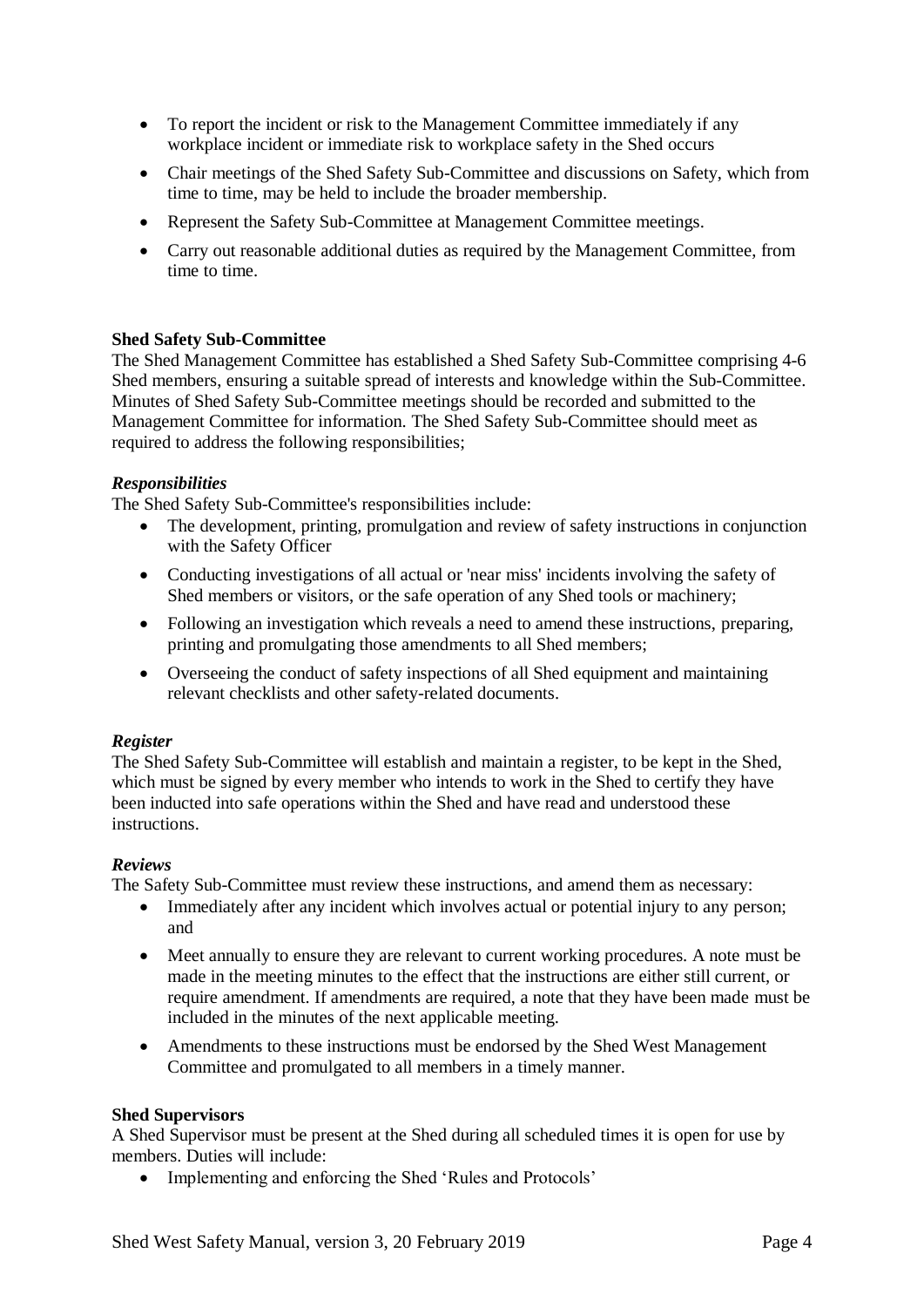- To report the incident or risk to the Management Committee immediately if any workplace incident or immediate risk to workplace safety in the Shed occurs
- Chair meetings of the Shed Safety Sub-Committee and discussions on Safety, which from time to time, may be held to include the broader membership.
- Represent the Safety Sub-Committee at Management Committee meetings.
- Carry out reasonable additional duties as required by the Management Committee, from time to time.

**Shed Safety Sub-Committee**

The Shed Management Committee has established a Shed Safety Sub-Committee comprising 4-6 Shed members, ensuring a suitable spread of interests and knowledge within the Sub-Committee. Minutes of Shed Safety Sub-Committee meetings should be recorded and submitted to the Management Committee for information. The Shed Safety Sub-Committee should meet as required to address the following responsibilities;

***Responsibilities***

The Shed Safety Sub-Committee's responsibilities include:

- The development, printing, promulgation and review of safety instructions in conjunction with the Safety Officer
- Conducting investigations of all actual or 'near miss' incidents involving the safety of Shed members or visitors, or the safe operation of any Shed tools or machinery;
- Following an investigation which reveals a need to amend these instructions, preparing, printing and promulgating those amendments to all Shed members;
- Overseeing the conduct of safety inspections of all Shed equipment and maintaining relevant checklists and other safety-related documents.

***Register***

The Shed Safety Sub-Committee will establish and maintain a register, to be kept in the Shed, which must be signed by every member who intends to work in the Shed to certify they have been inducted into safe operations within the Shed and have read and understood these instructions.

***Reviews***

The Safety Sub-Committee must review these instructions, and amend them as necessary:

- Immediately after any incident which involves actual or potential injury to any person; and
- Meet annually to ensure they are relevant to current working procedures. A note must be made in the meeting minutes to the effect that the instructions are either still current, or require amendment. If amendments are required, a note that they have been made must be included in the minutes of the next applicable meeting.
- Amendments to these instructions must be endorsed by the Shed West Management Committee and promulgated to all members in a timely manner.

**Shed Supervisors**

A Shed Supervisor must be present at the Shed during all scheduled times it is open for use by members. Duties will include:

- Implementing and enforcing the Shed 'Rules and Protocols'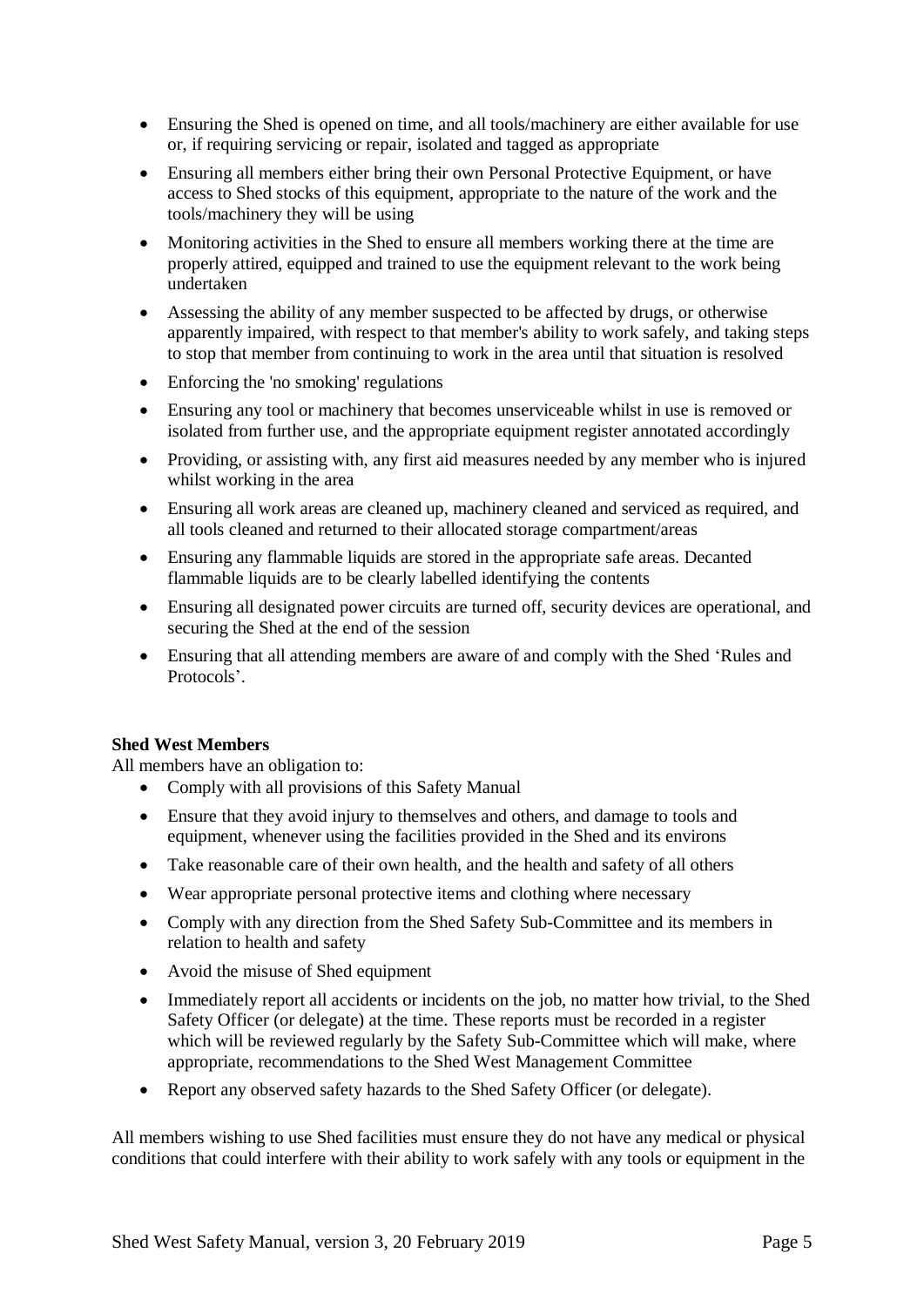- Ensuring the Shed is opened on time, and all tools/machinery are either available for use or, if requiring servicing or repair, isolated and tagged as appropriate
- Ensuring all members either bring their own Personal Protective Equipment, or have access to Shed stocks of this equipment, appropriate to the nature of the work and the tools/machinery they will be using
- Monitoring activities in the Shed to ensure all members working there at the time are properly attired, equipped and trained to use the equipment relevant to the work being undertaken
- Assessing the ability of any member suspected to be affected by drugs, or otherwise apparently impaired, with respect to that member's ability to work safely, and taking steps to stop that member from continuing to work in the area until that situation is resolved
- Enforcing the 'no smoking' regulations
- Ensuring any tool or machinery that becomes unserviceable whilst in use is removed or isolated from further use, and the appropriate equipment register annotated accordingly
- Providing, or assisting with, any first aid measures needed by any member who is injured whilst working in the area
- Ensuring all work areas are cleaned up, machinery cleaned and serviced as required, and all tools cleaned and returned to their allocated storage compartment/areas
- Ensuring any flammable liquids are stored in the appropriate safe areas. Decanted flammable liquids are to be clearly labelled identifying the contents
- Ensuring all designated power circuits are turned off, security devices are operational, and securing the Shed at the end of the session
- Ensuring that all attending members are aware of and comply with the Shed 'Rules and Protocols'.

**Shed West Members**

All members have an obligation to:

- Comply with all provisions of this Safety Manual
- Ensure that they avoid injury to themselves and others, and damage to tools and equipment, whenever using the facilities provided in the Shed and its environs
- Take reasonable care of their own health, and the health and safety of all others
- Wear appropriate personal protective items and clothing where necessary
- Comply with any direction from the Shed Safety Sub-Committee and its members in relation to health and safety
- Avoid the misuse of Shed equipment
- Immediately report all accidents or incidents on the job, no matter how trivial, to the Shed Safety Officer (or delegate) at the time. These reports must be recorded in a register which will be reviewed regularly by the Safety Sub-Committee which will make, where appropriate, recommendations to the Shed West Management Committee
- Report any observed safety hazards to the Shed Safety Officer (or delegate).

All members wishing to use Shed facilities must ensure they do not have any medical or physical conditions that could interfere with their ability to work safely with any tools or equipment in the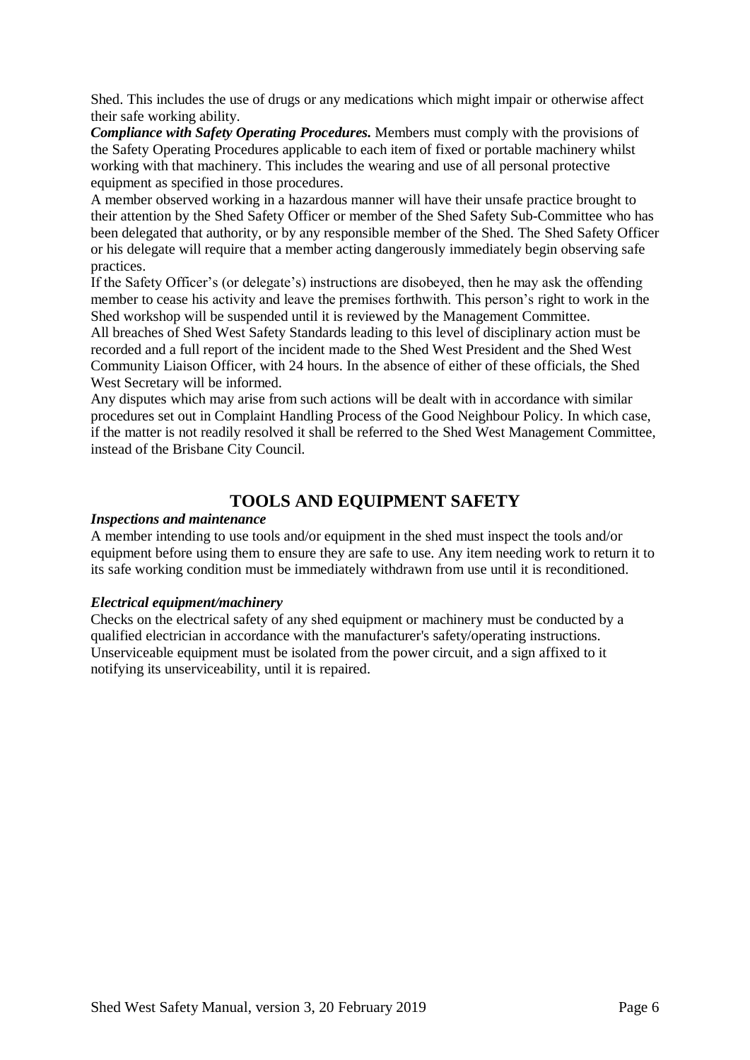Shed. This includes the use of drugs or any medications which might impair or otherwise affect their safe working ability.

***Compliance with Safety Operating Procedures.*** Members must comply with the provisions of the Safety Operating Procedures applicable to each item of fixed or portable machinery whilst working with that machinery. This includes the wearing and use of all personal protective equipment as specified in those procedures.

A member observed working in a hazardous manner will have their unsafe practice brought to their attention by the Shed Safety Officer or member of the Shed Safety Sub-Committee who has been delegated that authority, or by any responsible member of the Shed. The Shed Safety Officer or his delegate will require that a member acting dangerously immediately begin observing safe practices.

If the Safety Officer's (or delegate's) instructions are disobeyed, then he may ask the offending member to cease his activity and leave the premises forthwith. This person's right to work in the Shed workshop will be suspended until it is reviewed by the Management Committee.

All breaches of Shed West Safety Standards leading to this level of disciplinary action must be recorded and a full report of the incident made to the Shed West President and the Shed West Community Liaison Officer, with 24 hours. In the absence of either of these officials, the Shed West Secretary will be informed.

Any disputes which may arise from such actions will be dealt with in accordance with similar procedures set out in Complaint Handling Process of the Good Neighbour Policy. In which case, if the matter is not readily resolved it shall be referred to the Shed West Management Committee, instead of the Brisbane City Council.

## TOOLS AND EQUIPMENT SAFETY

***Inspections and maintenance***

A member intending to use tools and/or equipment in the shed must inspect the tools and/or equipment before using them to ensure they are safe to use. Any item needing work to return it to its safe working condition must be immediately withdrawn from use until it is reconditioned.

***Electrical equipment/machinery***

Checks on the electrical safety of any shed equipment or machinery must be conducted by a qualified electrician in accordance with the manufacturer's safety/operating instructions. Unserviceable equipment must be isolated from the power circuit, and a sign affixed to it notifying its unserviceability, until it is repaired.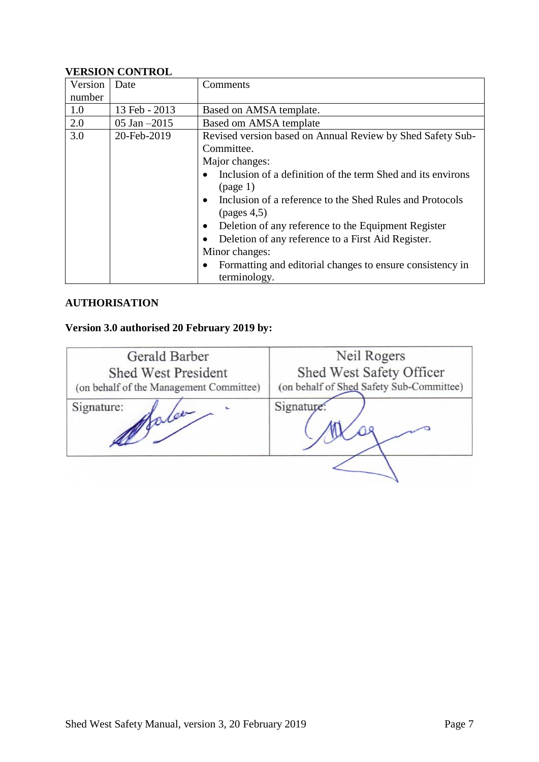**VERSION CONTROL**

| Version number | Date | Comments |
|---|---|---|
| 1.0 | 13 Feb - 2013 | Based on AMSA template. |
| 2.0 | 05 Jan –2015 | Based om AMSA template |
| 3.0 | 20-Feb-2019 | Revised version based on Annual Review by Shed Safety Sub-Committee.<br>Major changes:<br>• Inclusion of a definition of the term Shed and its environs (page 1)<br>• Inclusion of a reference to the Shed Rules and Protocols (pages 4,5)<br>• Deletion of any reference to the Equipment Register<br>• Deletion of any reference to a First Aid Register.<br>Minor changes:<br>• Formatting and editorial changes to ensure consistency in terminology. |

**AUTHORISATION**

**Version 3.0 authorised 20 February 2019 by:**

| Gerald Barber<br>Shed West President<br>(on behalf of the Management Committee) | Neil Rogers<br>Shed West Safety Officer<br>(on behalf of Shed Safety Sub-Committee) |
|---|---|
| Signature: | Signature: |